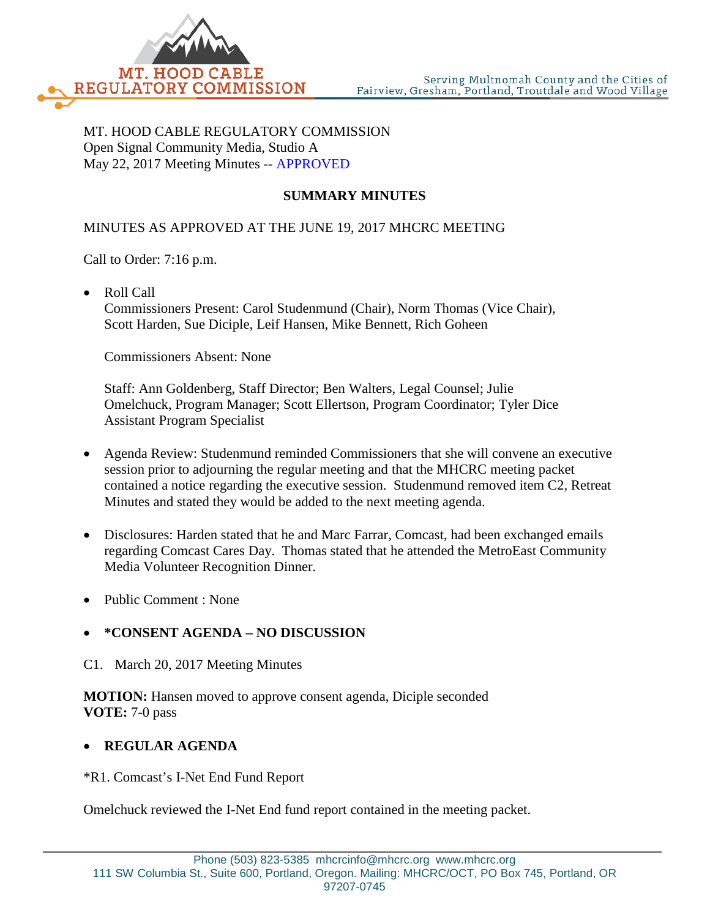MT. HOOD CABLE REGULATORY COMMISSION
Open Signal Community Media, Studio A
May 22, 2017 Meeting Minutes -- APPROVED

## SUMMARY MINUTES

MINUTES AS APPROVED AT THE JUNE 19, 2017 MHCRC MEETING

Call to Order: 7:16 p.m.

- Roll Call
  Commissioners Present: Carol Studenmund (Chair), Norm Thomas (Vice Chair), Scott Harden, Sue Diciple, Leif Hansen, Mike Bennett, Rich Goheen

  Commissioners Absent: None

  Staff: Ann Goldenberg, Staff Director; Ben Walters, Legal Counsel; Julie Omelchuck, Program Manager; Scott Ellertson, Program Coordinator; Tyler Dice Assistant Program Specialist

- Agenda Review: Studenmund reminded Commissioners that she will convene an executive session prior to adjourning the regular meeting and that the MHCRC meeting packet contained a notice regarding the executive session. Studenmund removed item C2, Retreat Minutes and stated they would be added to the next meeting agenda.

- Disclosures: Harden stated that he and Marc Farrar, Comcast, had been exchanged emails regarding Comcast Cares Day. Thomas stated that he attended the MetroEast Community Media Volunteer Recognition Dinner.

- Public Comment : None

- **\*CONSENT AGENDA – NO DISCUSSION**

C1. March 20, 2017 Meeting Minutes

**MOTION:** Hansen moved to approve consent agenda, Diciple seconded
**VOTE:** 7-0 pass

- **REGULAR AGENDA**

*R1. Comcast's I-Net End Fund Report

Omelchuck reviewed the I-Net End fund report contained in the meeting packet.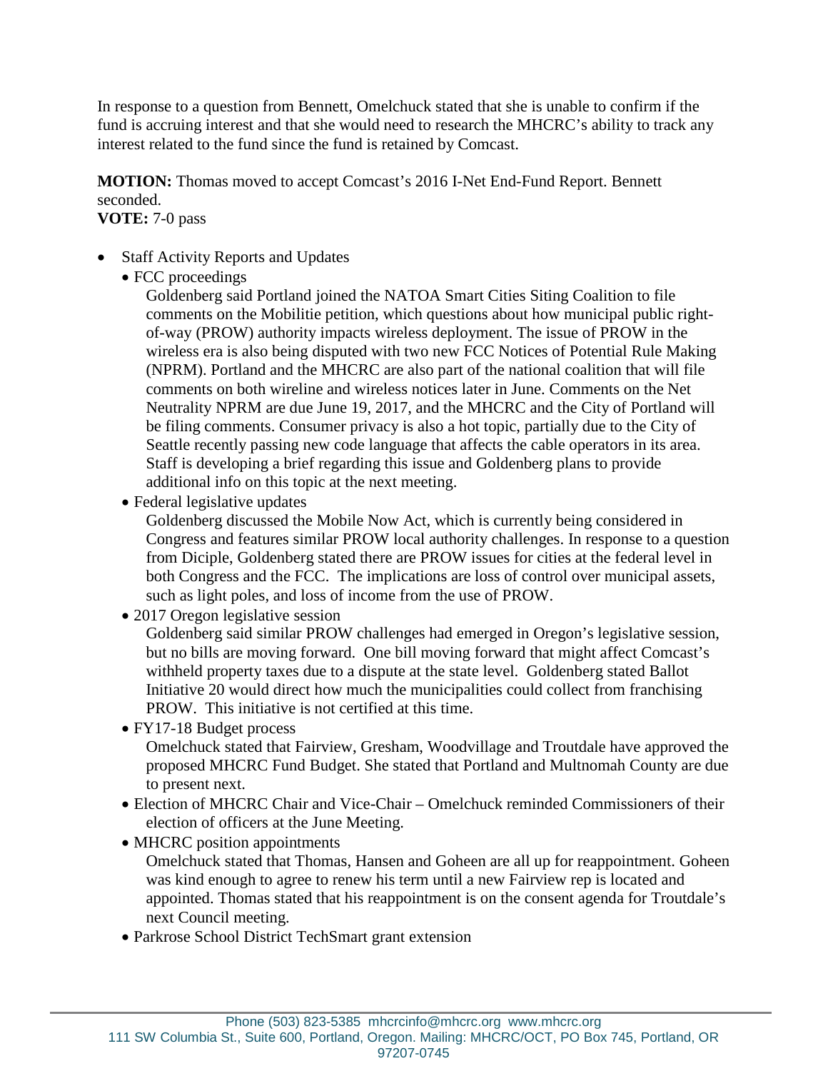In response to a question from Bennett, Omelchuck stated that she is unable to confirm if the fund is accruing interest and that she would need to research the MHCRC's ability to track any interest related to the fund since the fund is retained by Comcast.

**MOTION:** Thomas moved to accept Comcast's 2016 I-Net End-Fund Report. Bennett seconded.
**VOTE:** 7-0 pass

- Staff Activity Reports and Updates
  - FCC proceedings

    Goldenberg said Portland joined the NATOA Smart Cities Siting Coalition to file comments on the Mobilitie petition, which questions about how municipal public right-of-way (PROW) authority impacts wireless deployment. The issue of PROW in the wireless era is also being disputed with two new FCC Notices of Potential Rule Making (NPRM). Portland and the MHCRC are also part of the national coalition that will file comments on both wireline and wireless notices later in June. Comments on the Net Neutrality NPRM are due June 19, 2017, and the MHCRC and the City of Portland will be filing comments. Consumer privacy is also a hot topic, partially due to the City of Seattle recently passing new code language that affects the cable operators in its area. Staff is developing a brief regarding this issue and Goldenberg plans to provide additional info on this topic at the next meeting.
  - Federal legislative updates

    Goldenberg discussed the Mobile Now Act, which is currently being considered in Congress and features similar PROW local authority challenges. In response to a question from Diciple, Goldenberg stated there are PROW issues for cities at the federal level in both Congress and the FCC. The implications are loss of control over municipal assets, such as light poles, and loss of income from the use of PROW.
  - 2017 Oregon legislative session

    Goldenberg said similar PROW challenges had emerged in Oregon's legislative session, but no bills are moving forward. One bill moving forward that might affect Comcast's withheld property taxes due to a dispute at the state level. Goldenberg stated Ballot Initiative 20 would direct how much the municipalities could collect from franchising PROW. This initiative is not certified at this time.
  - FY17-18 Budget process

    Omelchuck stated that Fairview, Gresham, Woodvillage and Troutdale have approved the proposed MHCRC Fund Budget. She stated that Portland and Multnomah County are due to present next.
  - Election of MHCRC Chair and Vice-Chair – Omelchuck reminded Commissioners of their election of officers at the June Meeting.
  - MHCRC position appointments

    Omelchuck stated that Thomas, Hansen and Goheen are all up for reappointment. Goheen was kind enough to agree to renew his term until a new Fairview rep is located and appointed. Thomas stated that his reappointment is on the consent agenda for Troutdale's next Council meeting.
  - Parkrose School District TechSmart grant extension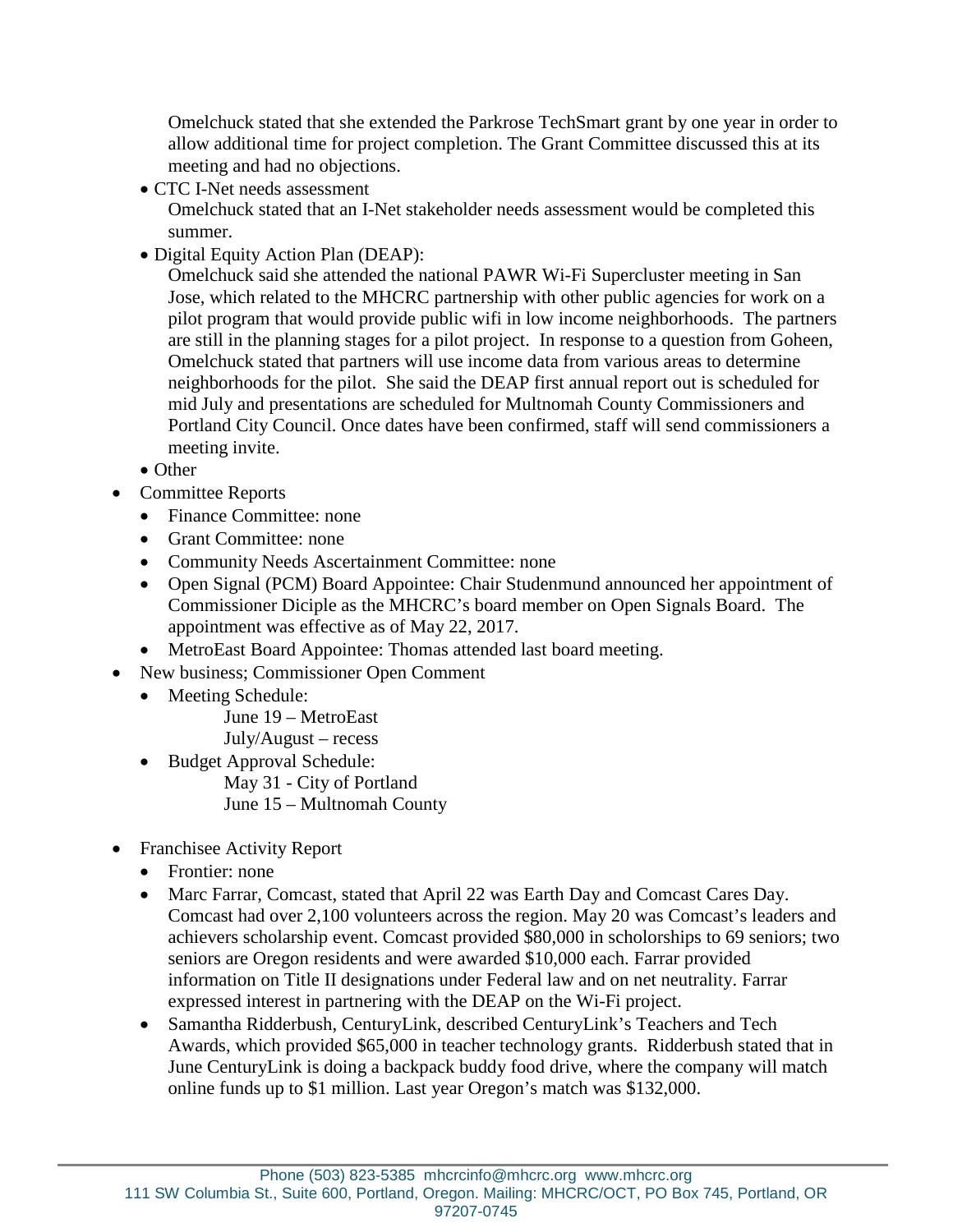Omelchuck stated that she extended the Parkrose TechSmart grant by one year in order to allow additional time for project completion. The Grant Committee discussed this at its meeting and had no objections.

- CTC I-Net needs assessment

  Omelchuck stated that an I-Net stakeholder needs assessment would be completed this summer.

- Digital Equity Action Plan (DEAP):

  Omelchuck said she attended the national PAWR Wi-Fi Supercluster meeting in San Jose, which related to the MHCRC partnership with other public agencies for work on a pilot program that would provide public wifi in low income neighborhoods. The partners are still in the planning stages for a pilot project. In response to a question from Goheen, Omelchuck stated that partners will use income data from various areas to determine neighborhoods for the pilot. She said the DEAP first annual report out is scheduled for mid July and presentations are scheduled for Multnomah County Commissioners and Portland City Council. Once dates have been confirmed, staff will send commissioners a meeting invite.

- Other

- Committee Reports
  - Finance Committee: none
  - Grant Committee: none
  - Community Needs Ascertainment Committee: none
  - Open Signal (PCM) Board Appointee: Chair Studenmund announced her appointment of Commissioner Diciple as the MHCRC's board member on Open Signals Board. The appointment was effective as of May 22, 2017.
  - MetroEast Board Appointee: Thomas attended last board meeting.
- New business; Commissioner Open Comment
  - Meeting Schedule:

    June 19 – MetroEast
    July/August – recess
  - Budget Approval Schedule:

    May 31 - City of Portland
    June 15 – Multnomah County

- Franchisee Activity Report
  - Frontier: none
  - Marc Farrar, Comcast, stated that April 22 was Earth Day and Comcast Cares Day. Comcast had over 2,100 volunteers across the region. May 20 was Comcast's leaders and achievers scholarship event. Comcast provided $80,000 in scholorships to 69 seniors; two seniors are Oregon residents and were awarded $10,000 each. Farrar provided information on Title II designations under Federal law and on net neutrality. Farrar expressed interest in partnering with the DEAP on the Wi-Fi project.
  - Samantha Ridderbush, CenturyLink, described CenturyLink's Teachers and Tech Awards, which provided $65,000 in teacher technology grants. Ridderbush stated that in June CenturyLink is doing a backpack buddy food drive, where the company will match online funds up to $1 million. Last year Oregon's match was $132,000.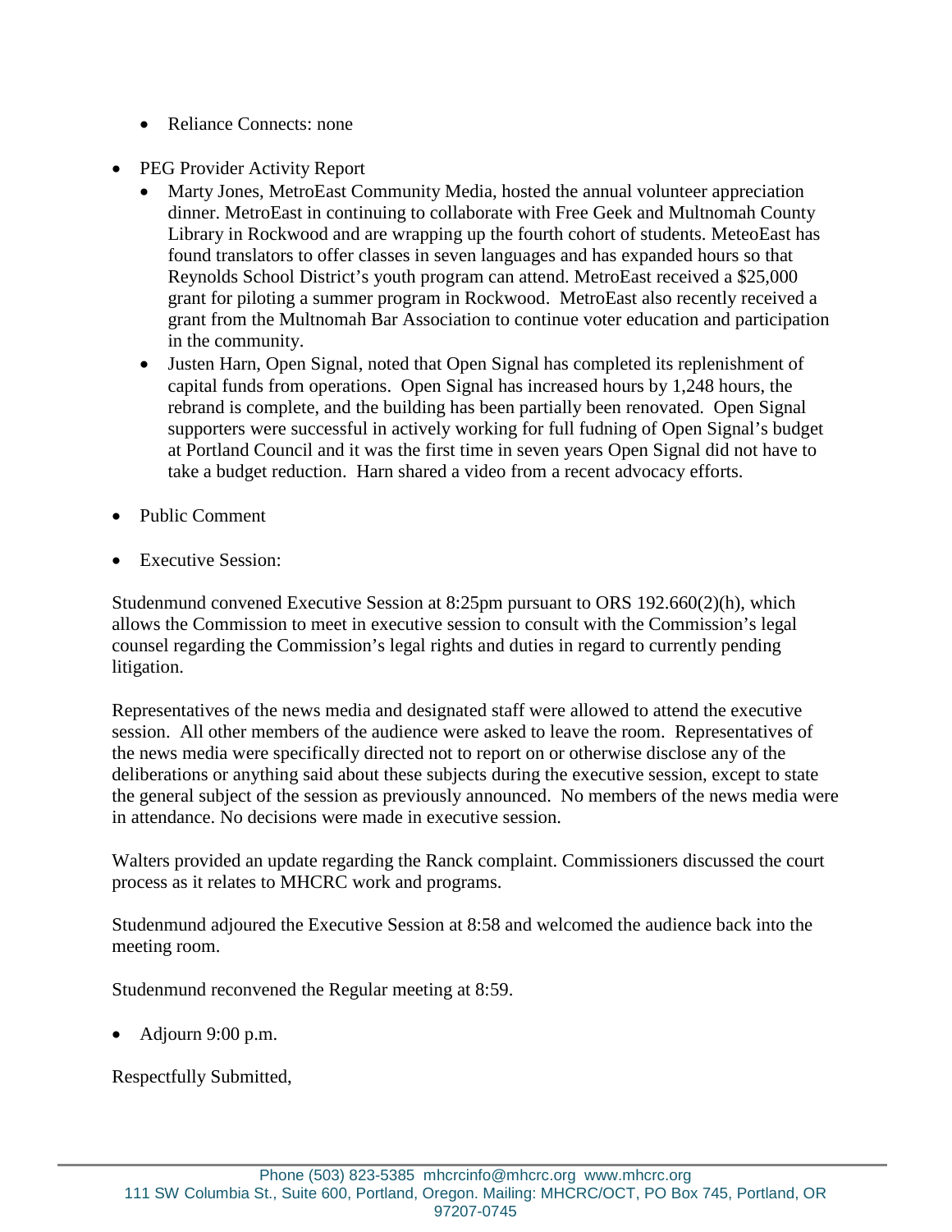- Reliance Connects: none

- PEG Provider Activity Report
  - Marty Jones, MetroEast Community Media, hosted the annual volunteer appreciation dinner. MetroEast in continuing to collaborate with Free Geek and Multnomah County Library in Rockwood and are wrapping up the fourth cohort of students. MeteoEast has found translators to offer classes in seven languages and has expanded hours so that Reynolds School District's youth program can attend. MetroEast received a $25,000 grant for piloting a summer program in Rockwood. MetroEast also recently received a grant from the Multnomah Bar Association to continue voter education and participation in the community.
  - Justen Harn, Open Signal, noted that Open Signal has completed its replenishment of capital funds from operations. Open Signal has increased hours by 1,248 hours, the rebrand is complete, and the building has been partially been renovated. Open Signal supporters were successful in actively working for full fudning of Open Signal's budget at Portland Council and it was the first time in seven years Open Signal did not have to take a budget reduction. Harn shared a video from a recent advocacy efforts.

- Public Comment

- Executive Session:

Studenmund convened Executive Session at 8:25pm pursuant to ORS 192.660(2)(h), which allows the Commission to meet in executive session to consult with the Commission's legal counsel regarding the Commission's legal rights and duties in regard to currently pending litigation.

Representatives of the news media and designated staff were allowed to attend the executive session. All other members of the audience were asked to leave the room. Representatives of the news media were specifically directed not to report on or otherwise disclose any of the deliberations or anything said about these subjects during the executive session, except to state the general subject of the session as previously announced. No members of the news media were in attendance. No decisions were made in executive session.

Walters provided an update regarding the Ranck complaint. Commissioners discussed the court process as it relates to MHCRC work and programs.

Studenmund adjoured the Executive Session at 8:58 and welcomed the audience back into the meeting room.

Studenmund reconvened the Regular meeting at 8:59.

- Adjourn 9:00 p.m.

Respectfully Submitted,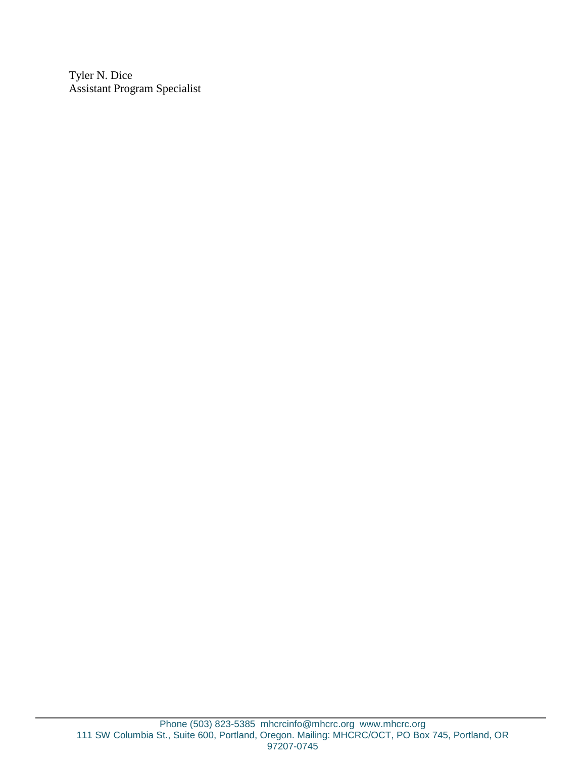Tyler N. Dice
Assistant Program Specialist